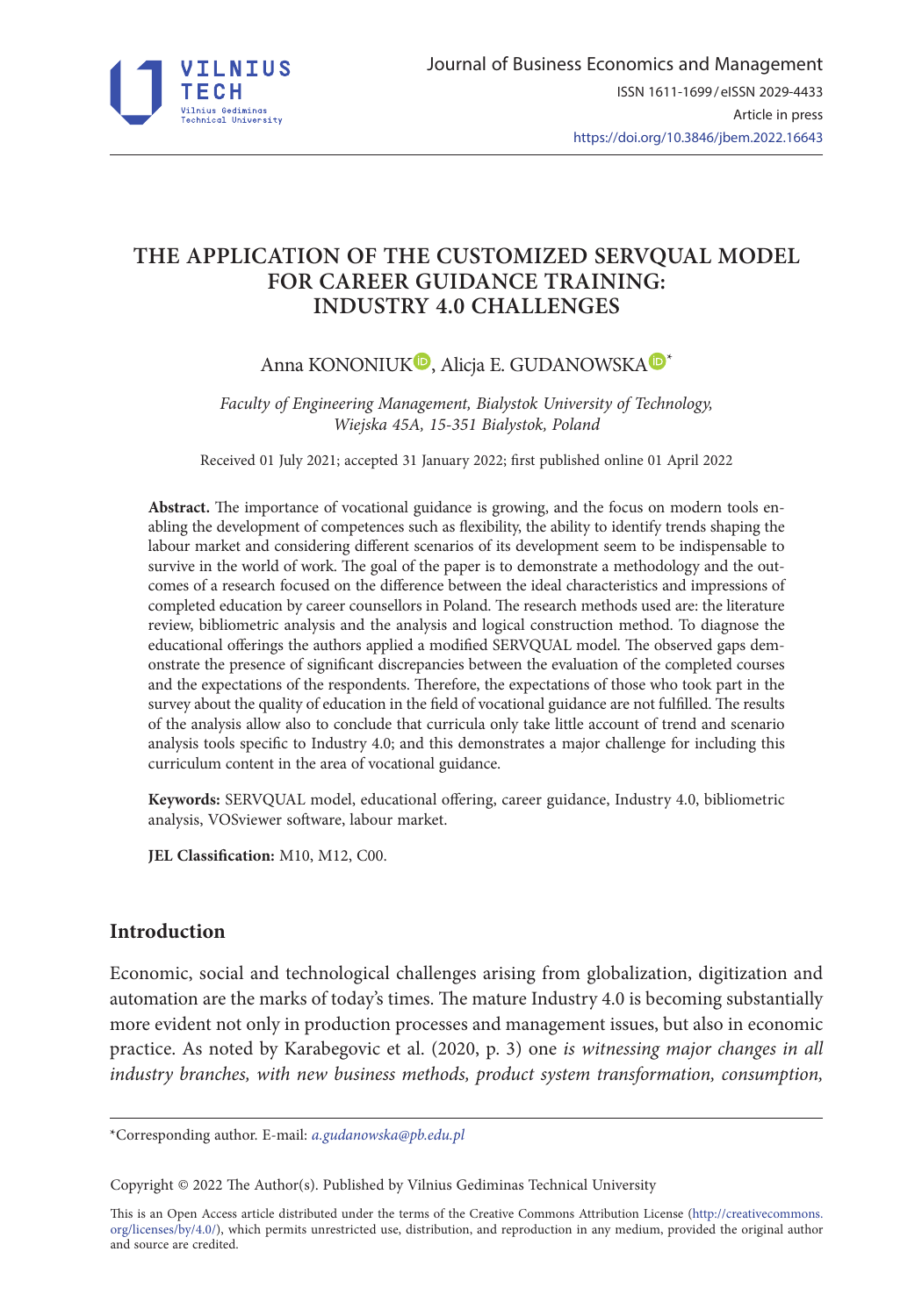# THE APPLICATION OF THE CUSTOMIZED SERVQUAL MODEL FOR CAREER GUIDANCE TRAINING: INDUSTRY 4.0 CHALLENGES

Anna KONONIUK, Alicja E. GUDANOWSKA*

*Faculty of Engineering Management, Bialystok University of Technology, Wiejska 45A, 15-351 Bialystok, Poland*

Received 01 July 2021; accepted 31 January 2022; first published online 01 April 2022

**Abstract.** The importance of vocational guidance is growing, and the focus on modern tools enabling the development of competences such as flexibility, the ability to identify trends shaping the labour market and considering different scenarios of its development seem to be indispensable to survive in the world of work. The goal of the paper is to demonstrate a methodology and the outcomes of a research focused on the difference between the ideal characteristics and impressions of completed education by career counsellors in Poland. The research methods used are: the literature review, bibliometric analysis and the analysis and logical construction method. To diagnose the educational offerings the authors applied a modified SERVQUAL model. The observed gaps demonstrate the presence of significant discrepancies between the evaluation of the completed courses and the expectations of the respondents. Therefore, the expectations of those who took part in the survey about the quality of education in the field of vocational guidance are not fulfilled. The results of the analysis allow also to conclude that curricula only take little account of trend and scenario analysis tools specific to Industry 4.0; and this demonstrates a major challenge for including this curriculum content in the area of vocational guidance.

**Keywords:** SERVQUAL model, educational offering, career guidance, Industry 4.0, bibliometric analysis, VOSviewer software, labour market.

**JEL Classification:** M10, M12, C00.

## Introduction

Economic, social and technological challenges arising from globalization, digitization and automation are the marks of today's times. The mature Industry 4.0 is becoming substantially more evident not only in production processes and management issues, but also in economic practice. As noted by Karabegovic et al. (2020, p. 3) one *is witnessing major changes in all industry branches, with new business methods, product system transformation, consumption,*

---

*Corresponding author. E-mail: *a.gudanowska@pb.edu.pl*

Copyright © 2022 The Author(s). Published by Vilnius Gediminas Technical University

This is an Open Access article distributed under the terms of the Creative Commons Attribution License (http://creativecommons.org/licenses/by/4.0/), which permits unrestricted use, distribution, and reproduction in any medium, provided the original author and source are credited.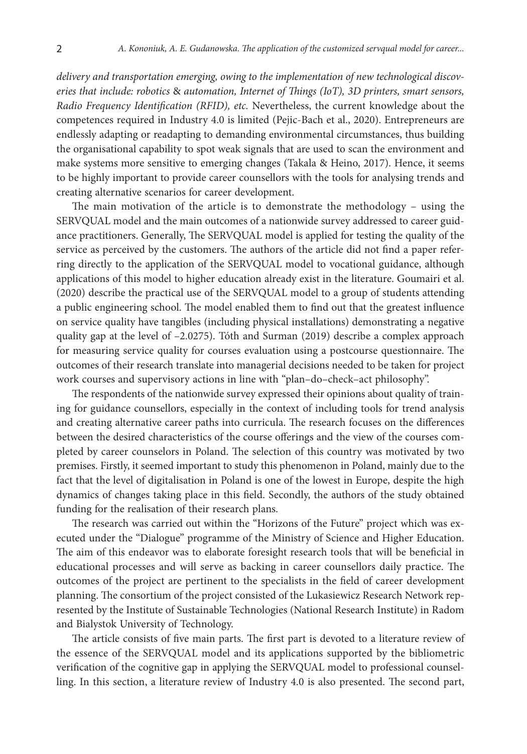*delivery and transportation emerging, owing to the implementation of new technological discoveries that include: robotics* & *automation, Internet of Things (IoT), 3D printers, smart sensors, Radio Frequency Identification (RFID), etc.* Nevertheless, the current knowledge about the competences required in Industry 4.0 is limited (Pejic-Bach et al., 2020). Entrepreneurs are endlessly adapting or readapting to demanding environmental circumstances, thus building the organisational capability to spot weak signals that are used to scan the environment and make systems more sensitive to emerging changes (Takala & Heino, 2017). Hence, it seems to be highly important to provide career counsellors with the tools for analysing trends and creating alternative scenarios for career development.

The main motivation of the article is to demonstrate the methodology – using the SERVQUAL model and the main outcomes of a nationwide survey addressed to career guidance practitioners. Generally, The SERVQUAL model is applied for testing the quality of the service as perceived by the customers. The authors of the article did not find a paper referring directly to the application of the SERVQUAL model to vocational guidance, although applications of this model to higher education already exist in the literature. Goumairi et al. (2020) describe the practical use of the SERVQUAL model to a group of students attending a public engineering school. The model enabled them to find out that the greatest influence on service quality have tangibles (including physical installations) demonstrating a negative quality gap at the level of –2.0275). Tóth and Surman (2019) describe a complex approach for measuring service quality for courses evaluation using a postcourse questionnaire. The outcomes of their research translate into managerial decisions needed to be taken for project work courses and supervisory actions in line with "plan–do–check–act philosophy".

The respondents of the nationwide survey expressed their opinions about quality of training for guidance counsellors, especially in the context of including tools for trend analysis and creating alternative career paths into curricula. The research focuses on the differences between the desired characteristics of the course offerings and the view of the courses completed by career counselors in Poland. The selection of this country was motivated by two premises. Firstly, it seemed important to study this phenomenon in Poland, mainly due to the fact that the level of digitalisation in Poland is one of the lowest in Europe, despite the high dynamics of changes taking place in this field. Secondly, the authors of the study obtained funding for the realisation of their research plans.

The research was carried out within the "Horizons of the Future" project which was executed under the "Dialogue" programme of the Ministry of Science and Higher Education. The aim of this endeavor was to elaborate foresight research tools that will be beneficial in educational processes and will serve as backing in career counsellors daily practice. The outcomes of the project are pertinent to the specialists in the field of career development planning. The consortium of the project consisted of the Lukasiewicz Research Network represented by the Institute of Sustainable Technologies (National Research Institute) in Radom and Bialystok University of Technology.

The article consists of five main parts. The first part is devoted to a literature review of the essence of the SERVQUAL model and its applications supported by the bibliometric verification of the cognitive gap in applying the SERVQUAL model to professional counselling. In this section, a literature review of Industry 4.0 is also presented. The second part,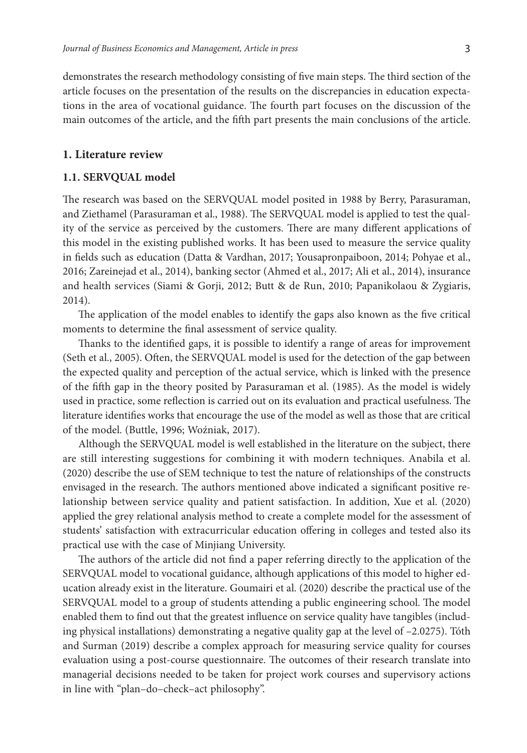demonstrates the research methodology consisting of five main steps. The third section of the article focuses on the presentation of the results on the discrepancies in education expectations in the area of vocational guidance. The fourth part focuses on the discussion of the main outcomes of the article, and the fifth part presents the main conclusions of the article.

## 1. Literature review

### 1.1. SERVQUAL model

The research was based on the SERVQUAL model posited in 1988 by Berry, Parasuraman, and Ziethamel (Parasuraman et al., 1988). The SERVQUAL model is applied to test the quality of the service as perceived by the customers. There are many different applications of this model in the existing published works. It has been used to measure the service quality in fields such as education (Datta & Vardhan, 2017; Yousapronpaiboon, 2014; Pohyae et al., 2016; Zareinejad et al., 2014), banking sector (Ahmed et al., 2017; Ali et al., 2014), insurance and health services (Siami & Gorji, 2012; Butt & de Run, 2010; Papanikolaou & Zygiaris, 2014).

The application of the model enables to identify the gaps also known as the five critical moments to determine the final assessment of service quality.

Thanks to the identified gaps, it is possible to identify a range of areas for improvement (Seth et al., 2005). Often, the SERVQUAL model is used for the detection of the gap between the expected quality and perception of the actual service, which is linked with the presence of the fifth gap in the theory posited by Parasuraman et al. (1985). As the model is widely used in practice, some reflection is carried out on its evaluation and practical usefulness. The literature identifies works that encourage the use of the model as well as those that are critical of the model. (Buttle, 1996; Woźniak, 2017).

Although the SERVQUAL model is well established in the literature on the subject, there are still interesting suggestions for combining it with modern techniques. Anabila et al. (2020) describe the use of SEM technique to test the nature of relationships of the constructs envisaged in the research. The authors mentioned above indicated a significant positive relationship between service quality and patient satisfaction. In addition, Xue et al. (2020) applied the grey relational analysis method to create a complete model for the assessment of students' satisfaction with extracurricular education offering in colleges and tested also its practical use with the case of Minjiang University.

The authors of the article did not find a paper referring directly to the application of the SERVQUAL model to vocational guidance, although applications of this model to higher education already exist in the literature. Goumairi et al. (2020) describe the practical use of the SERVQUAL model to a group of students attending a public engineering school. The model enabled them to find out that the greatest influence on service quality have tangibles (including physical installations) demonstrating a negative quality gap at the level of –2.0275). Tóth and Surman (2019) describe a complex approach for measuring service quality for courses evaluation using a post-course questionnaire. The outcomes of their research translate into managerial decisions needed to be taken for project work courses and supervisory actions in line with "plan–do–check–act philosophy".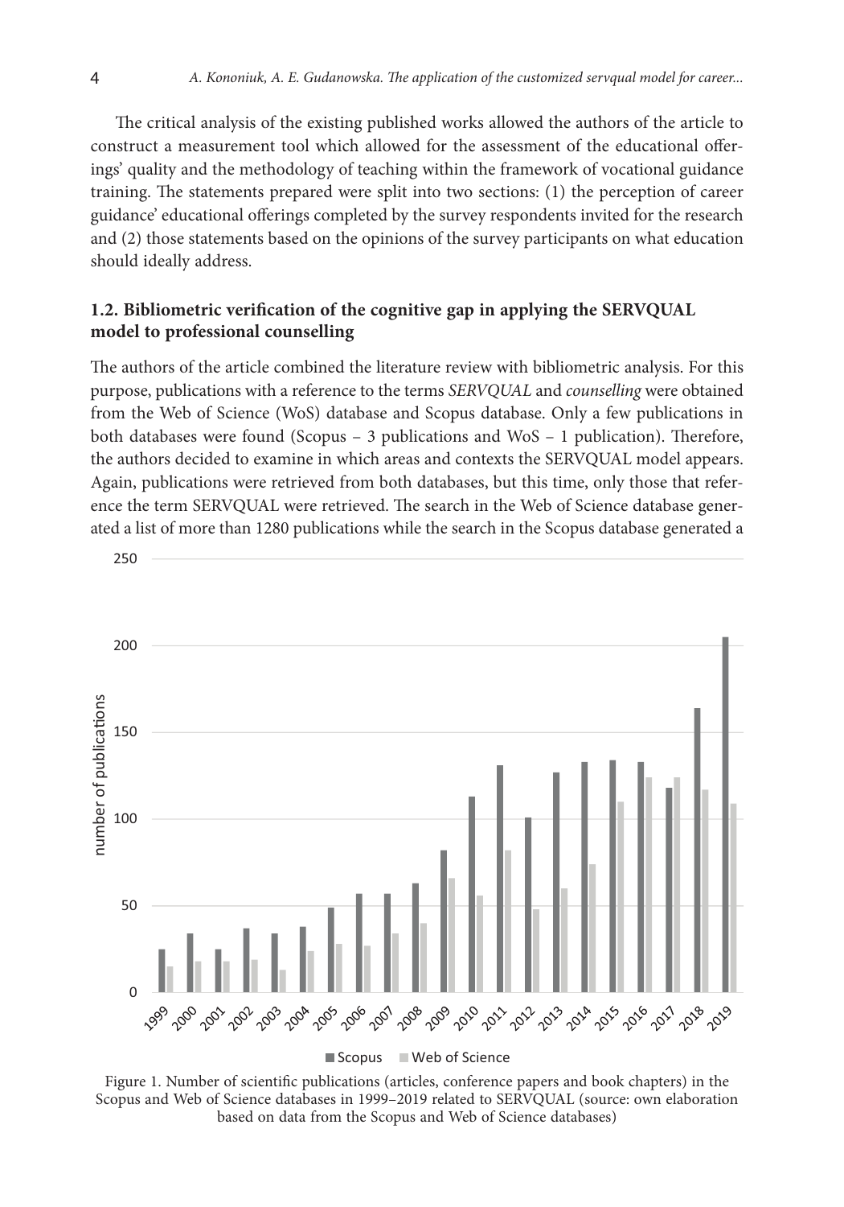The critical analysis of the existing published works allowed the authors of the article to construct a measurement tool which allowed for the assessment of the educational offerings' quality and the methodology of teaching within the framework of vocational guidance training. The statements prepared were split into two sections: (1) the perception of career guidance' educational offerings completed by the survey respondents invited for the research and (2) those statements based on the opinions of the survey participants on what education should ideally address.

### 1.2. Bibliometric verification of the cognitive gap in applying the SERVQUAL model to professional counselling

The authors of the article combined the literature review with bibliometric analysis. For this purpose, publications with a reference to the terms *SERVQUAL* and *counselling* were obtained from the Web of Science (WoS) database and Scopus database. Only a few publications in both databases were found (Scopus – 3 publications and WoS – 1 publication). Therefore, the authors decided to examine in which areas and contexts the SERVQUAL model appears. Again, publications were retrieved from both databases, but this time, only those that reference the term SERVQUAL were retrieved. The search in the Web of Science database generated a list of more than 1280 publications while the search in the Scopus database generated a

number of publications

250
200
150
100
50
0

1999 2000 2001 2002 2003 2004 2005 2006 2007 2008 2009 2010 2011 2012 2013 2014 2015 2016 2017 2018 2019

Scopus
Web of Science

Figure 1. Number of scientific publications (articles, conference papers and book chapters) in the Scopus and Web of Science databases in 1999–2019 related to SERVQUAL (source: own elaboration based on data from the Scopus and Web of Science databases)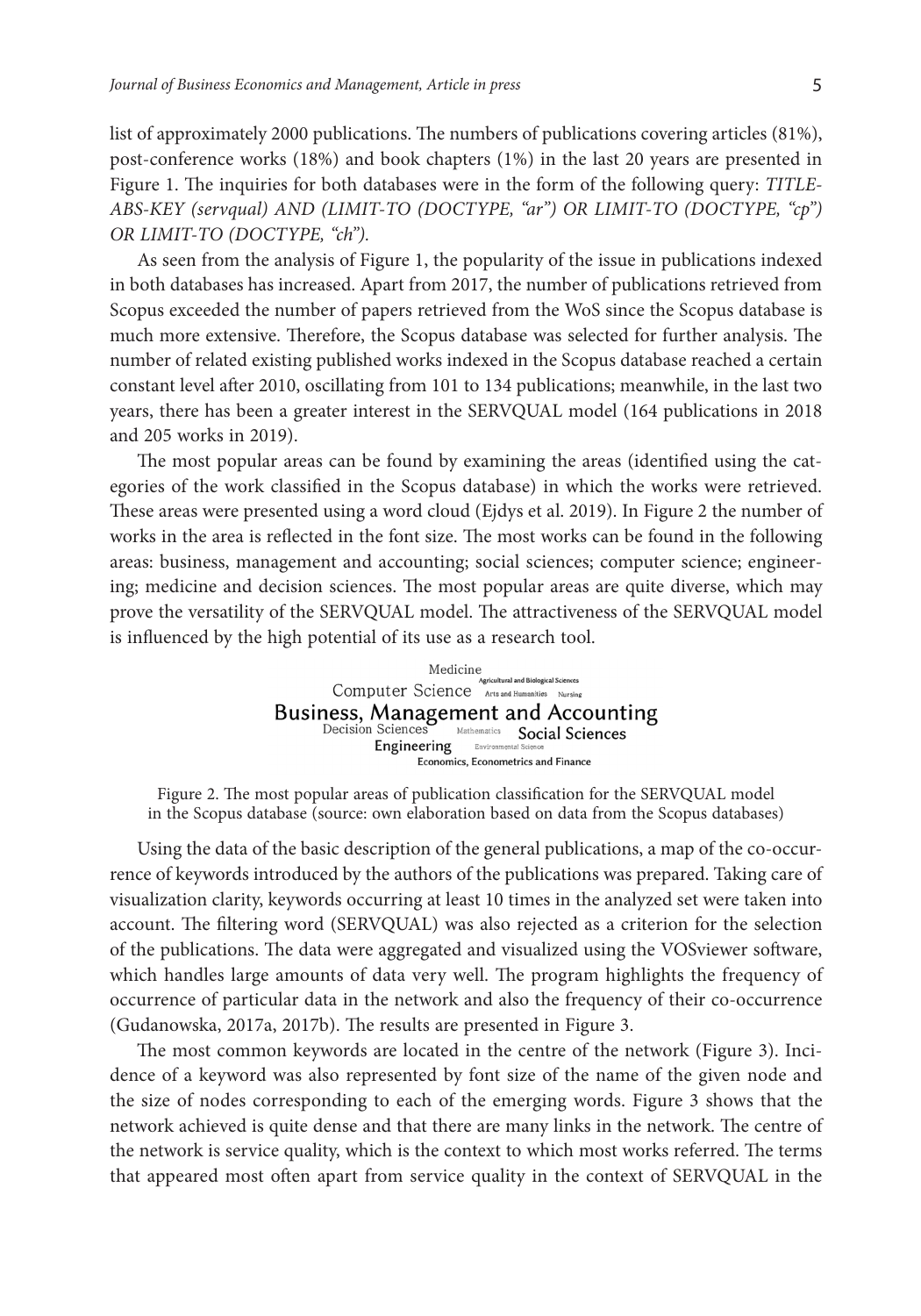list of approximately 2000 publications. The numbers of publications covering articles (81%), post-conference works (18%) and book chapters (1%) in the last 20 years are presented in Figure 1. The inquiries for both databases were in the form of the following query: *TITLE-ABS-KEY (servqual) AND (LIMIT-TO (DOCTYPE, "ar") OR LIMIT-TO (DOCTYPE, "cp") OR LIMIT-TO (DOCTYPE, "ch").*

As seen from the analysis of Figure 1, the popularity of the issue in publications indexed in both databases has increased. Apart from 2017, the number of publications retrieved from Scopus exceeded the number of papers retrieved from the WoS since the Scopus database is much more extensive. Therefore, the Scopus database was selected for further analysis. The number of related existing published works indexed in the Scopus database reached a certain constant level after 2010, oscillating from 101 to 134 publications; meanwhile, in the last two years, there has been a greater interest in the SERVQUAL model (164 publications in 2018 and 205 works in 2019).

The most popular areas can be found by examining the areas (identified using the categories of the work classified in the Scopus database) in which the works were retrieved. These areas were presented using a word cloud (Ejdys et al. 2019). In Figure 2 the number of works in the area is reflected in the font size. The most works can be found in the following areas: business, management and accounting; social sciences; computer science; engineering; medicine and decision sciences. The most popular areas are quite diverse, which may prove the versatility of the SERVQUAL model. The attractiveness of the SERVQUAL model is influenced by the high potential of its use as a research tool.

Medicine
Agricultural and Biological Sciences
Computer Science
Arts and Humanities
Nursing
Business, Management and Accounting
Decision Sciences
Mathematics
Social Sciences
Engineering
Environmental Science
Economics, Econometrics and Finance

Figure 2. The most popular areas of publication classification for the SERVQUAL model in the Scopus database (source: own elaboration based on data from the Scopus databases)

Using the data of the basic description of the general publications, a map of the co-occurrence of keywords introduced by the authors of the publications was prepared. Taking care of visualization clarity, keywords occurring at least 10 times in the analyzed set were taken into account. The filtering word (SERVQUAL) was also rejected as a criterion for the selection of the publications. The data were aggregated and visualized using the VOSviewer software, which handles large amounts of data very well. The program highlights the frequency of occurrence of particular data in the network and also the frequency of their co-occurrence (Gudanowska, 2017a, 2017b). The results are presented in Figure 3.

The most common keywords are located in the centre of the network (Figure 3). Incidence of a keyword was also represented by font size of the name of the given node and the size of nodes corresponding to each of the emerging words. Figure 3 shows that the network achieved is quite dense and that there are many links in the network. The centre of the network is service quality, which is the context to which most works referred. The terms that appeared most often apart from service quality in the context of SERVQUAL in the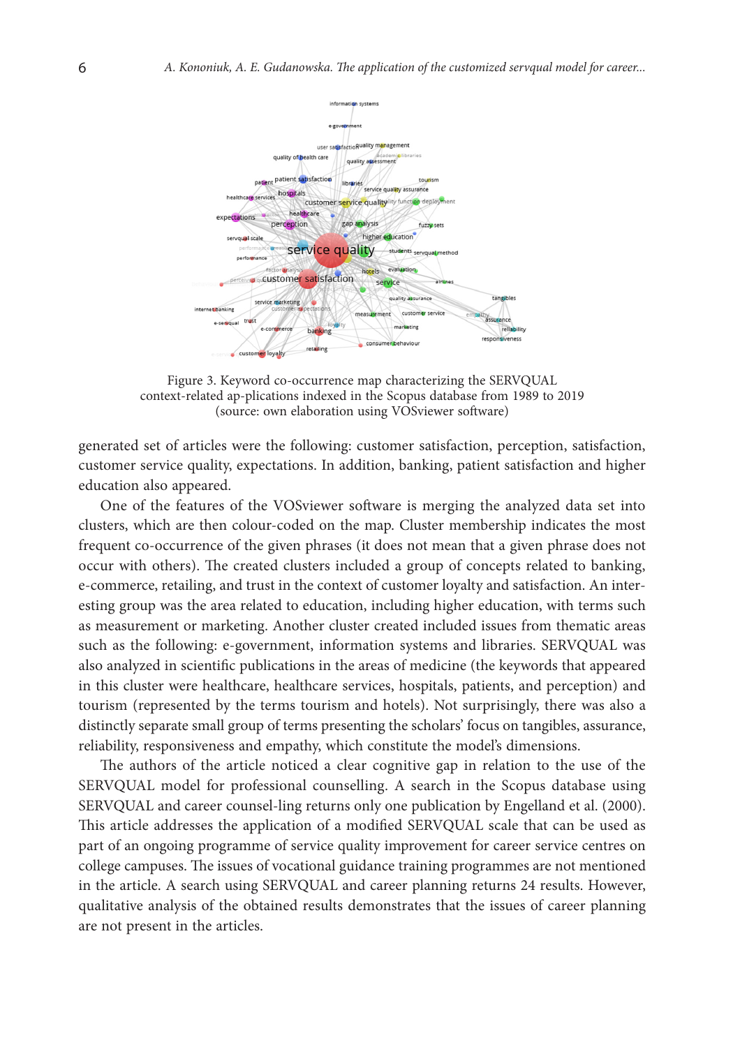information systems
e-government
user satisfaction
quality management
academic libraries
quality of health care
quality assessment
patient
patient satisfaction
libraries
tourism
service quality assurance
healthcare services
hospitals
customer service quality
quality function deployment
expectations
healthcare
perception
gap analysis
fuzzy sets
servqual scale
higher education
performance
service quality
students
servqual method
factor analysis
hotels
evaluation
customer satisfaction
service
airlines
quality assurance
tangibles
service marketing
internet banking
customer expectations
measurement
customer service
empathy
assurance
e-servqual
trust
loyalty
e-commerce
banking
marketing
reliability
responsiveness
consumer behaviour
retailing
customer loyalty

Figure 3. Keyword co-occurrence map characterizing the SERVQUAL context-related ap-plications indexed in the Scopus database from 1989 to 2019 (source: own elaboration using VOSviewer software)

generated set of articles were the following: customer satisfaction, perception, satisfaction, customer service quality, expectations. In addition, banking, patient satisfaction and higher education also appeared.

One of the features of the VOSviewer software is merging the analyzed data set into clusters, which are then colour-coded on the map. Cluster membership indicates the most frequent co-occurrence of the given phrases (it does not mean that a given phrase does not occur with others). The created clusters included a group of concepts related to banking, e-commerce, retailing, and trust in the context of customer loyalty and satisfaction. An interesting group was the area related to education, including higher education, with terms such as measurement or marketing. Another cluster created included issues from thematic areas such as the following: e-government, information systems and libraries. SERVQUAL was also analyzed in scientific publications in the areas of medicine (the keywords that appeared in this cluster were healthcare, healthcare services, hospitals, patients, and perception) and tourism (represented by the terms tourism and hotels). Not surprisingly, there was also a distinctly separate small group of terms presenting the scholars' focus on tangibles, assurance, reliability, responsiveness and empathy, which constitute the model's dimensions.

The authors of the article noticed a clear cognitive gap in relation to the use of the SERVQUAL model for professional counselling. A search in the Scopus database using SERVQUAL and career counsel-ling returns only one publication by Engelland et al. (2000). This article addresses the application of a modified SERVQUAL scale that can be used as part of an ongoing programme of service quality improvement for career service centres on college campuses. The issues of vocational guidance training programmes are not mentioned in the article. A search using SERVQUAL and career planning returns 24 results. However, qualitative analysis of the obtained results demonstrates that the issues of career planning are not present in the articles.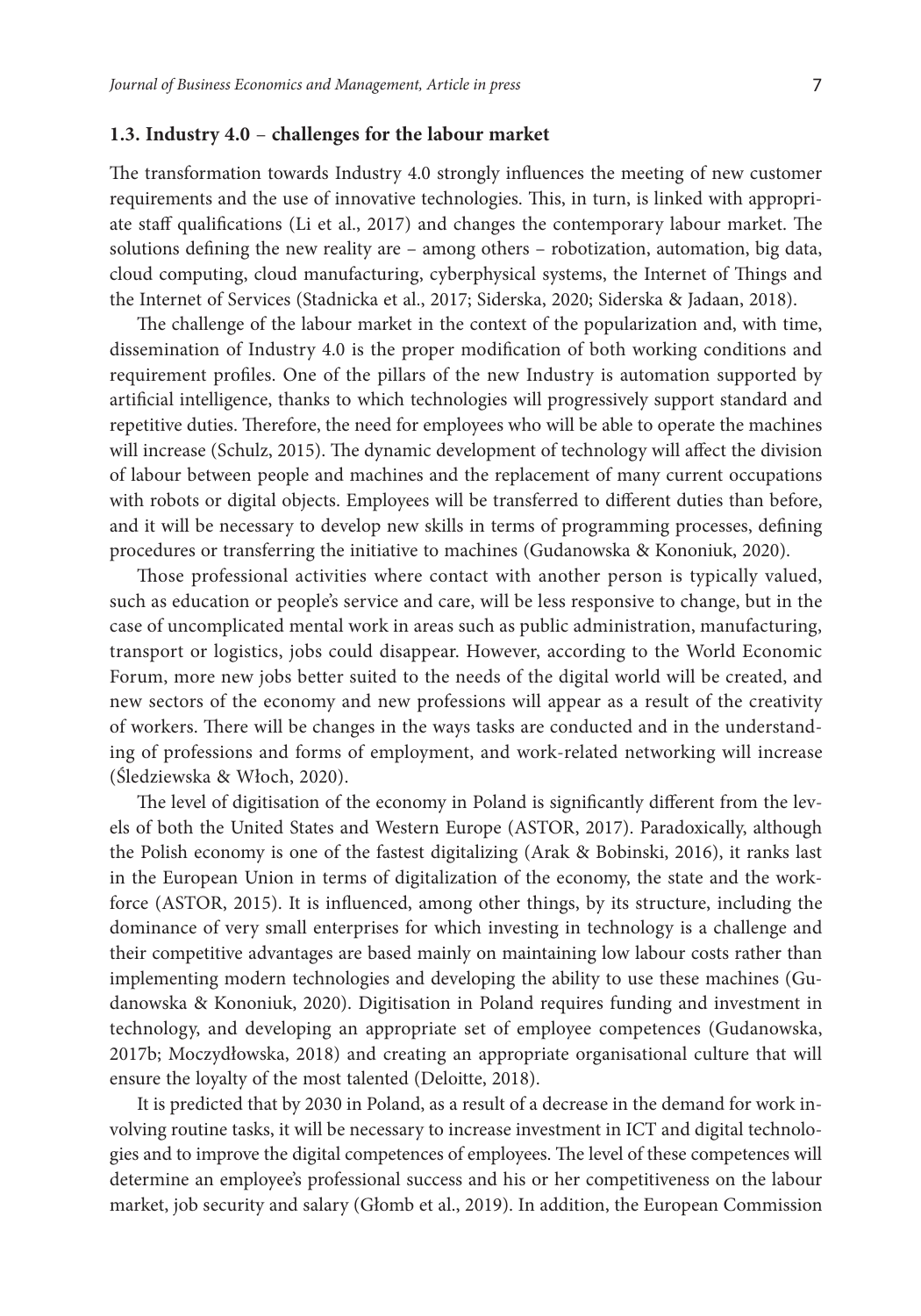### 1.3. Industry 4.0 – challenges for the labour market

The transformation towards Industry 4.0 strongly influences the meeting of new customer requirements and the use of innovative technologies. This, in turn, is linked with appropriate staff qualifications (Li et al., 2017) and changes the contemporary labour market. The solutions defining the new reality are – among others – robotization, automation, big data, cloud computing, cloud manufacturing, cyberphysical systems, the Internet of Things and the Internet of Services (Stadnicka et al., 2017; Siderska, 2020; Siderska & Jadaan, 2018).

The challenge of the labour market in the context of the popularization and, with time, dissemination of Industry 4.0 is the proper modification of both working conditions and requirement profiles. One of the pillars of the new Industry is automation supported by artificial intelligence, thanks to which technologies will progressively support standard and repetitive duties. Therefore, the need for employees who will be able to operate the machines will increase (Schulz, 2015). The dynamic development of technology will affect the division of labour between people and machines and the replacement of many current occupations with robots or digital objects. Employees will be transferred to different duties than before, and it will be necessary to develop new skills in terms of programming processes, defining procedures or transferring the initiative to machines (Gudanowska & Kononiuk, 2020).

Those professional activities where contact with another person is typically valued, such as education or people's service and care, will be less responsive to change, but in the case of uncomplicated mental work in areas such as public administration, manufacturing, transport or logistics, jobs could disappear. However, according to the World Economic Forum, more new jobs better suited to the needs of the digital world will be created, and new sectors of the economy and new professions will appear as a result of the creativity of workers. There will be changes in the ways tasks are conducted and in the understanding of professions and forms of employment, and work-related networking will increase (Śledziewska & Włoch, 2020).

The level of digitisation of the economy in Poland is significantly different from the levels of both the United States and Western Europe (ASTOR, 2017). Paradoxically, although the Polish economy is one of the fastest digitalizing (Arak & Bobinski, 2016), it ranks last in the European Union in terms of digitalization of the economy, the state and the workforce (ASTOR, 2015). It is influenced, among other things, by its structure, including the dominance of very small enterprises for which investing in technology is a challenge and their competitive advantages are based mainly on maintaining low labour costs rather than implementing modern technologies and developing the ability to use these machines (Gudanowska & Kononiuk, 2020). Digitisation in Poland requires funding and investment in technology, and developing an appropriate set of employee competences (Gudanowska, 2017b; Moczydłowska, 2018) and creating an appropriate organisational culture that will ensure the loyalty of the most talented (Deloitte, 2018).

It is predicted that by 2030 in Poland, as a result of a decrease in the demand for work involving routine tasks, it will be necessary to increase investment in ICT and digital technologies and to improve the digital competences of employees. The level of these competences will determine an employee's professional success and his or her competitiveness on the labour market, job security and salary (Głomb et al., 2019). In addition, the European Commission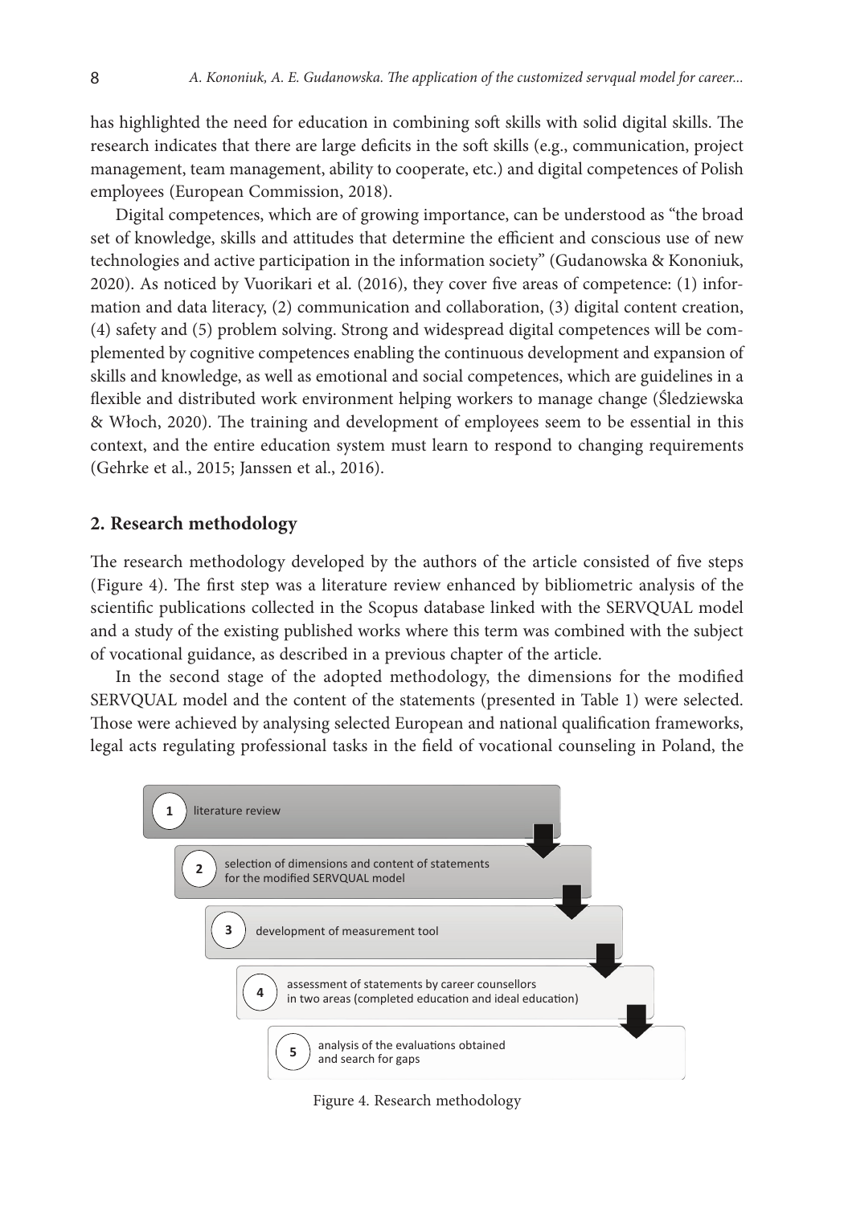has highlighted the need for education in combining soft skills with solid digital skills. The research indicates that there are large deficits in the soft skills (e.g., communication, project management, team management, ability to cooperate, etc.) and digital competences of Polish employees (European Commission, 2018).

Digital competences, which are of growing importance, can be understood as "the broad set of knowledge, skills and attitudes that determine the efficient and conscious use of new technologies and active participation in the information society" (Gudanowska & Kononiuk, 2020). As noticed by Vuorikari et al. (2016), they cover five areas of competence: (1) information and data literacy, (2) communication and collaboration, (3) digital content creation, (4) safety and (5) problem solving. Strong and widespread digital competences will be complemented by cognitive competences enabling the continuous development and expansion of skills and knowledge, as well as emotional and social competences, which are guidelines in a flexible and distributed work environment helping workers to manage change (Śledziewska & Włoch, 2020). The training and development of employees seem to be essential in this context, and the entire education system must learn to respond to changing requirements (Gehrke et al., 2015; Janssen et al., 2016).

## 2. Research methodology

The research methodology developed by the authors of the article consisted of five steps (Figure 4). The first step was a literature review enhanced by bibliometric analysis of the scientific publications collected in the Scopus database linked with the SERVQUAL model and a study of the existing published works where this term was combined with the subject of vocational guidance, as described in a previous chapter of the article.

In the second stage of the adopted methodology, the dimensions for the modified SERVQUAL model and the content of the statements (presented in Table 1) were selected. Those were achieved by analysing selected European and national qualification frameworks, legal acts regulating professional tasks in the field of vocational counseling in Poland, the

1 literature review

2 selection of dimensions and content of statements for the modified SERVQUAL model

3 development of measurement tool

4 assessment of statements by career counsellors in two areas (completed education and ideal education)

5 analysis of the evaluations obtained and search for gaps

Figure 4. Research methodology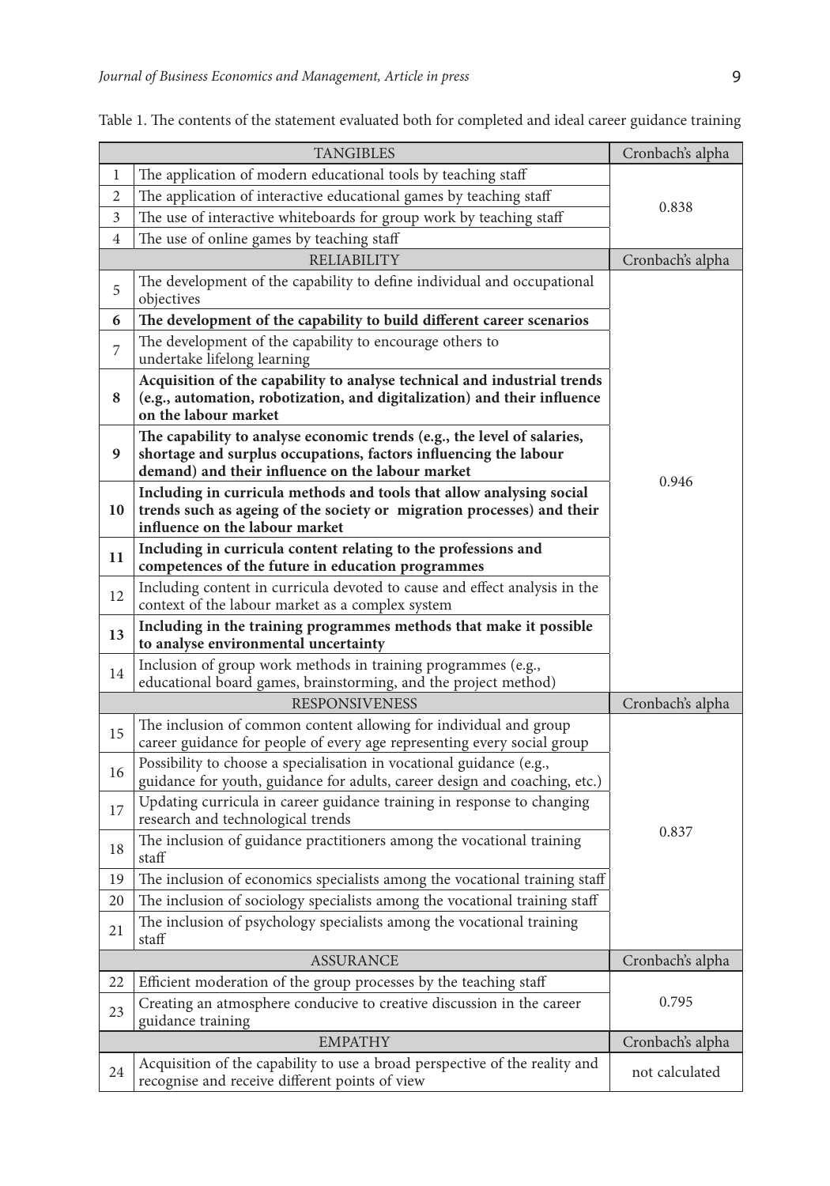Table 1. The contents of the statement evaluated both for completed and ideal career guidance training

| | TANGIBLES | Cronbach's alpha |
|---|---|---|
| 1 | The application of modern educational tools by teaching staff | 0.838 |
| 2 | The application of interactive educational games by teaching staff | |
| 3 | The use of interactive whiteboards for group work by teaching staff | |
| 4 | The use of online games by teaching staff | |
| | RELIABILITY | Cronbach's alpha |
| 5 | The development of the capability to define individual and occupational objectives | 0.946 |
| **6** | **The development of the capability to build different career scenarios** | |
| 7 | The development of the capability to encourage others to undertake lifelong learning | |
| **8** | **Acquisition of the capability to analyse technical and industrial trends (e.g., automation, robotization, and digitalization) and their influence on the labour market** | |
| **9** | **The capability to analyse economic trends (e.g., the level of salaries, shortage and surplus occupations, factors influencing the labour demand) and their influence on the labour market** | |
| **10** | **Including in curricula methods and tools that allow analysing social trends such as ageing of the society or migration processes) and their influence on the labour market** | |
| **11** | **Including in curricula content relating to the professions and competences of the future in education programmes** | |
| 12 | Including content in curricula devoted to cause and effect analysis in the context of the labour market as a complex system | |
| **13** | **Including in the training programmes methods that make it possible to analyse environmental uncertainty** | |
| 14 | Inclusion of group work methods in training programmes (e.g., educational board games, brainstorming, and the project method) | |
| | RESPONSIVENESS | Cronbach's alpha |
| 15 | The inclusion of common content allowing for individual and group career guidance for people of every age representing every social group | 0.837 |
| 16 | Possibility to choose a specialisation in vocational guidance (e.g., guidance for youth, guidance for adults, career design and coaching, etc.) | |
| 17 | Updating curricula in career guidance training in response to changing research and technological trends | |
| 18 | The inclusion of guidance practitioners among the vocational training staff | |
| 19 | The inclusion of economics specialists among the vocational training staff | |
| 20 | The inclusion of sociology specialists among the vocational training staff | |
| 21 | The inclusion of psychology specialists among the vocational training staff | |
| | ASSURANCE | Cronbach's alpha |
| 22 | Efficient moderation of the group processes by the teaching staff | 0.795 |
| 23 | Creating an atmosphere conducive to creative discussion in the career guidance training | |
| | EMPATHY | Cronbach's alpha |
| 24 | Acquisition of the capability to use a broad perspective of the reality and recognise and receive different points of view | not calculated |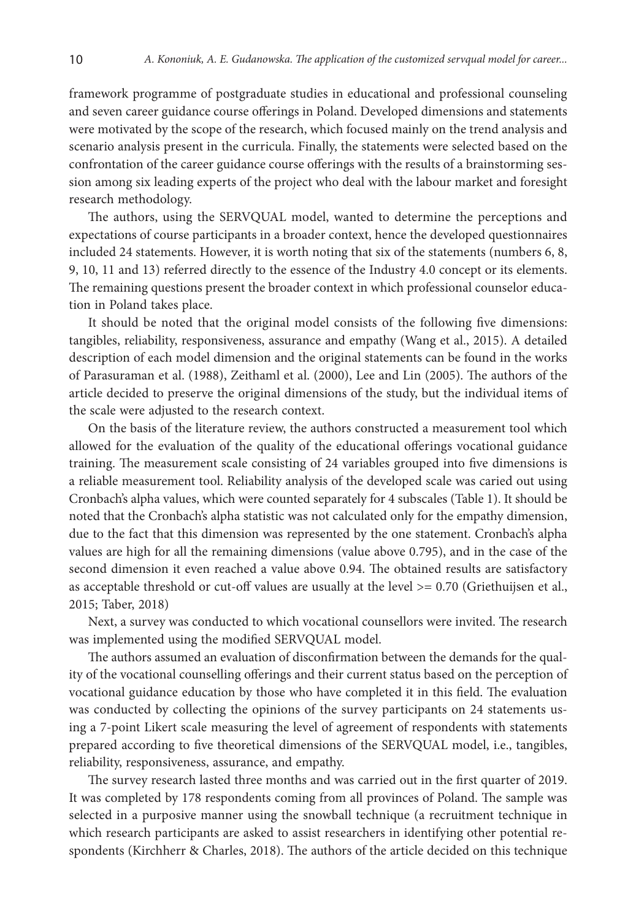framework programme of postgraduate studies in educational and professional counseling and seven career guidance course offerings in Poland. Developed dimensions and statements were motivated by the scope of the research, which focused mainly on the trend analysis and scenario analysis present in the curricula. Finally, the statements were selected based on the confrontation of the career guidance course offerings with the results of a brainstorming session among six leading experts of the project who deal with the labour market and foresight research methodology.

The authors, using the SERVQUAL model, wanted to determine the perceptions and expectations of course participants in a broader context, hence the developed questionnaires included 24 statements. However, it is worth noting that six of the statements (numbers 6, 8, 9, 10, 11 and 13) referred directly to the essence of the Industry 4.0 concept or its elements. The remaining questions present the broader context in which professional counselor education in Poland takes place.

It should be noted that the original model consists of the following five dimensions: tangibles, reliability, responsiveness, assurance and empathy (Wang et al., 2015). A detailed description of each model dimension and the original statements can be found in the works of Parasuraman et al. (1988), Zeithaml et al. (2000), Lee and Lin (2005). The authors of the article decided to preserve the original dimensions of the study, but the individual items of the scale were adjusted to the research context.

On the basis of the literature review, the authors constructed a measurement tool which allowed for the evaluation of the quality of the educational offerings vocational guidance training. The measurement scale consisting of 24 variables grouped into five dimensions is a reliable measurement tool. Reliability analysis of the developed scale was caried out using Cronbach's alpha values, which were counted separately for 4 subscales (Table 1). It should be noted that the Cronbach's alpha statistic was not calculated only for the empathy dimension, due to the fact that this dimension was represented by the one statement. Cronbach's alpha values are high for all the remaining dimensions (value above 0.795), and in the case of the second dimension it even reached a value above 0.94. The obtained results are satisfactory as acceptable threshold or cut-off values are usually at the level >= 0.70 (Griethuijsen et al., 2015; Taber, 2018)

Next, a survey was conducted to which vocational counsellors were invited. The research was implemented using the modified SERVQUAL model.

The authors assumed an evaluation of disconfirmation between the demands for the quality of the vocational counselling offerings and their current status based on the perception of vocational guidance education by those who have completed it in this field. The evaluation was conducted by collecting the opinions of the survey participants on 24 statements using a 7-point Likert scale measuring the level of agreement of respondents with statements prepared according to five theoretical dimensions of the SERVQUAL model, i.e., tangibles, reliability, responsiveness, assurance, and empathy.

The survey research lasted three months and was carried out in the first quarter of 2019. It was completed by 178 respondents coming from all provinces of Poland. The sample was selected in a purposive manner using the snowball technique (a recruitment technique in which research participants are asked to assist researchers in identifying other potential respondents (Kirchherr & Charles, 2018). The authors of the article decided on this technique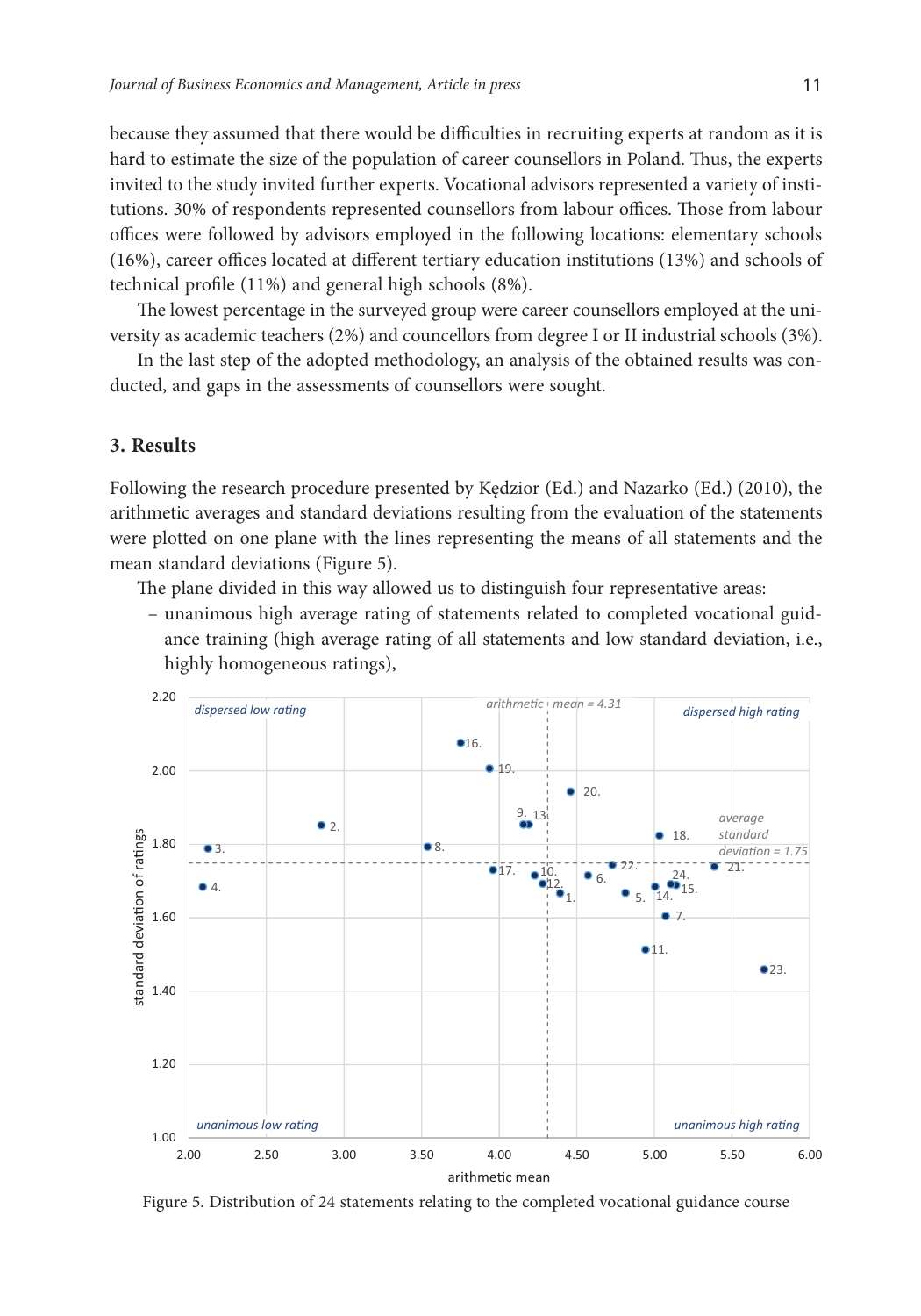because they assumed that there would be difficulties in recruiting experts at random as it is hard to estimate the size of the population of career counsellors in Poland. Thus, the experts invited to the study invited further experts. Vocational advisors represented a variety of institutions. 30% of respondents represented counsellors from labour offices. Those from labour offices were followed by advisors employed in the following locations: elementary schools (16%), career offices located at different tertiary education institutions (13%) and schools of technical profile (11%) and general high schools (8%).

The lowest percentage in the surveyed group were career counsellors employed at the university as academic teachers (2%) and councellors from degree I or II industrial schools (3%).

In the last step of the adopted methodology, an analysis of the obtained results was conducted, and gaps in the assessments of counsellors were sought.

## 3. Results

Following the research procedure presented by Kędzior (Ed.) and Nazarko (Ed.) (2010), the arithmetic averages and standard deviations resulting from the evaluation of the statements were plotted on one plane with the lines representing the means of all statements and the mean standard deviations (Figure 5).

The plane divided in this way allowed us to distinguish four representative areas:

- unanimous high average rating of statements related to completed vocational guidance training (high average rating of all statements and low standard deviation, i.e., highly homogeneous ratings),

dispersed low rating
dispersed high rating
unanimous low rating
unanimous high rating
arithmetic mean = 4.31
average standard deviation = 1.75
standard deviation of ratings
arithmetic mean
2.20
2.00
1.80
1.60
1.40
1.20
1.00
2.00 2.50 3.00 3.50 4.00 4.50 5.00 5.50 6.00
1. 2. 3. 4. 5. 6. 7. 8. 9. 10. 11. 12. 13. 14. 15. 16. 17. 18. 19. 20. 21. 22. 23. 24.

Figure 5. Distribution of 24 statements relating to the completed vocational guidance course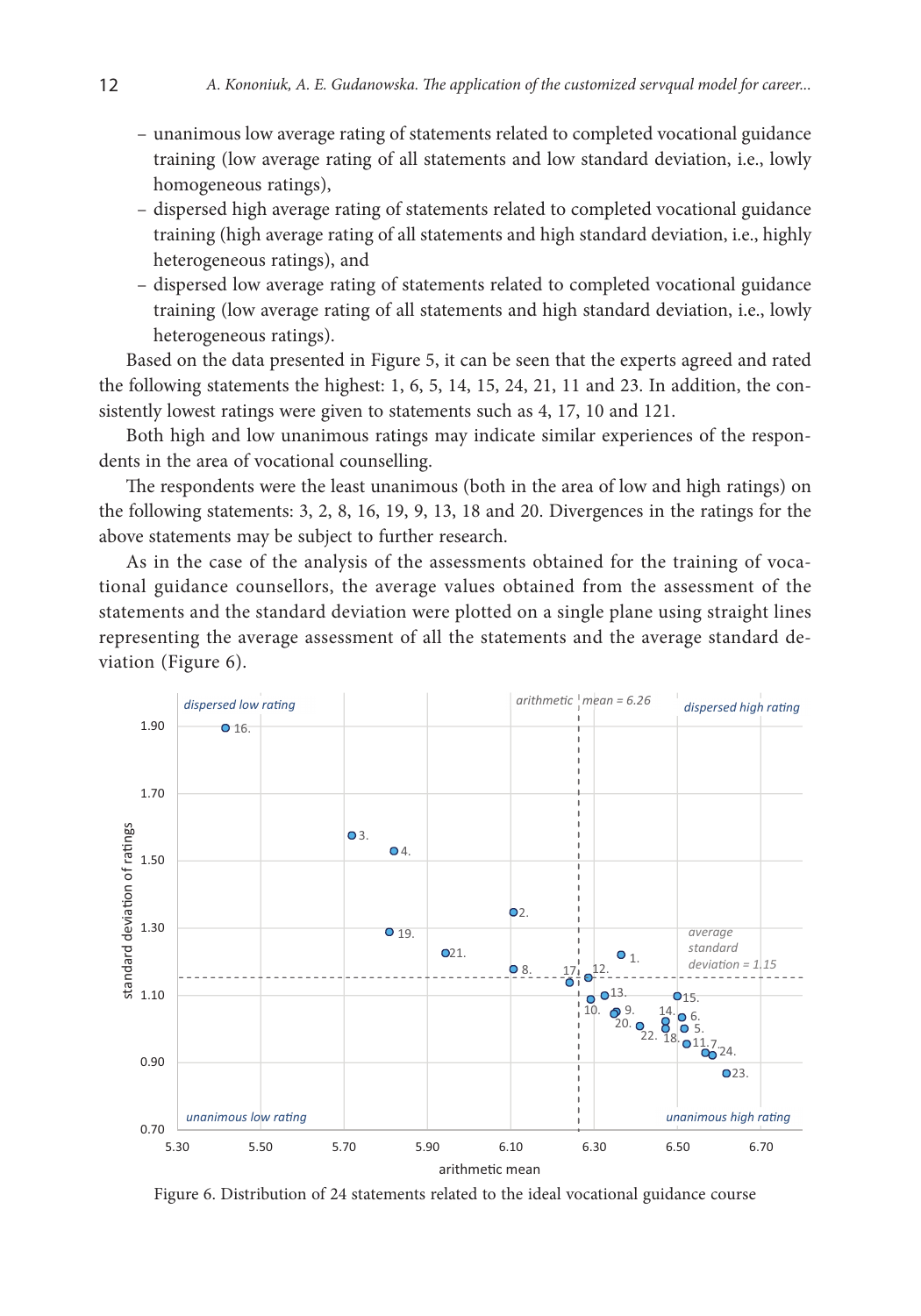- unanimous low average rating of statements related to completed vocational guidance training (low average rating of all statements and low standard deviation, i.e., lowly homogeneous ratings),
- dispersed high average rating of statements related to completed vocational guidance training (high average rating of all statements and high standard deviation, i.e., highly heterogeneous ratings), and
- dispersed low average rating of statements related to completed vocational guidance training (low average rating of all statements and high standard deviation, i.e., lowly heterogeneous ratings).

Based on the data presented in Figure 5, it can be seen that the experts agreed and rated the following statements the highest: 1, 6, 5, 14, 15, 24, 21, 11 and 23. In addition, the consistently lowest ratings were given to statements such as 4, 17, 10 and 121.

Both high and low unanimous ratings may indicate similar experiences of the respondents in the area of vocational counselling.

The respondents were the least unanimous (both in the area of low and high ratings) on the following statements: 3, 2, 8, 16, 19, 9, 13, 18 and 20. Divergences in the ratings for the above statements may be subject to further research.

As in the case of the analysis of the assessments obtained for the training of vocational guidance counsellors, the average values obtained from the assessment of the statements and the standard deviation were plotted on a single plane using straight lines representing the average assessment of all the statements and the average standard deviation (Figure 6).

Figure 6. Distribution of 24 statements related to the ideal vocational guidance course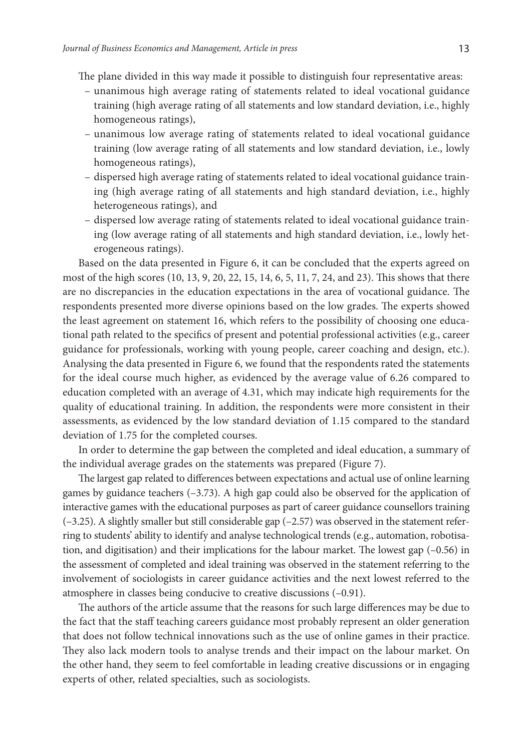The plane divided in this way made it possible to distinguish four representative areas:

- unanimous high average rating of statements related to ideal vocational guidance training (high average rating of all statements and low standard deviation, i.e., highly homogeneous ratings),
- unanimous low average rating of statements related to ideal vocational guidance training (low average rating of all statements and low standard deviation, i.e., lowly homogeneous ratings),
- dispersed high average rating of statements related to ideal vocational guidance training (high average rating of all statements and high standard deviation, i.e., highly heterogeneous ratings), and
- dispersed low average rating of statements related to ideal vocational guidance training (low average rating of all statements and high standard deviation, i.e., lowly heterogeneous ratings).

Based on the data presented in Figure 6, it can be concluded that the experts agreed on most of the high scores (10, 13, 9, 20, 22, 15, 14, 6, 5, 11, 7, 24, and 23). This shows that there are no discrepancies in the education expectations in the area of vocational guidance. The respondents presented more diverse opinions based on the low grades. The experts showed the least agreement on statement 16, which refers to the possibility of choosing one educational path related to the specifics of present and potential professional activities (e.g., career guidance for professionals, working with young people, career coaching and design, etc.). Analysing the data presented in Figure 6, we found that the respondents rated the statements for the ideal course much higher, as evidenced by the average value of 6.26 compared to education completed with an average of 4.31, which may indicate high requirements for the quality of educational training. In addition, the respondents were more consistent in their assessments, as evidenced by the low standard deviation of 1.15 compared to the standard deviation of 1.75 for the completed courses.

In order to determine the gap between the completed and ideal education, a summary of the individual average grades on the statements was prepared (Figure 7).

The largest gap related to differences between expectations and actual use of online learning games by guidance teachers (–3.73). A high gap could also be observed for the application of interactive games with the educational purposes as part of career guidance counsellors training (–3.25). A slightly smaller but still considerable gap (–2.57) was observed in the statement referring to students' ability to identify and analyse technological trends (e.g., automation, robotisation, and digitisation) and their implications for the labour market. The lowest gap (–0.56) in the assessment of completed and ideal training was observed in the statement referring to the involvement of sociologists in career guidance activities and the next lowest referred to the atmosphere in classes being conducive to creative discussions (–0.91).

The authors of the article assume that the reasons for such large differences may be due to the fact that the staff teaching careers guidance most probably represent an older generation that does not follow technical innovations such as the use of online games in their practice. They also lack modern tools to analyse trends and their impact on the labour market. On the other hand, they seem to feel comfortable in leading creative discussions or in engaging experts of other, related specialties, such as sociologists.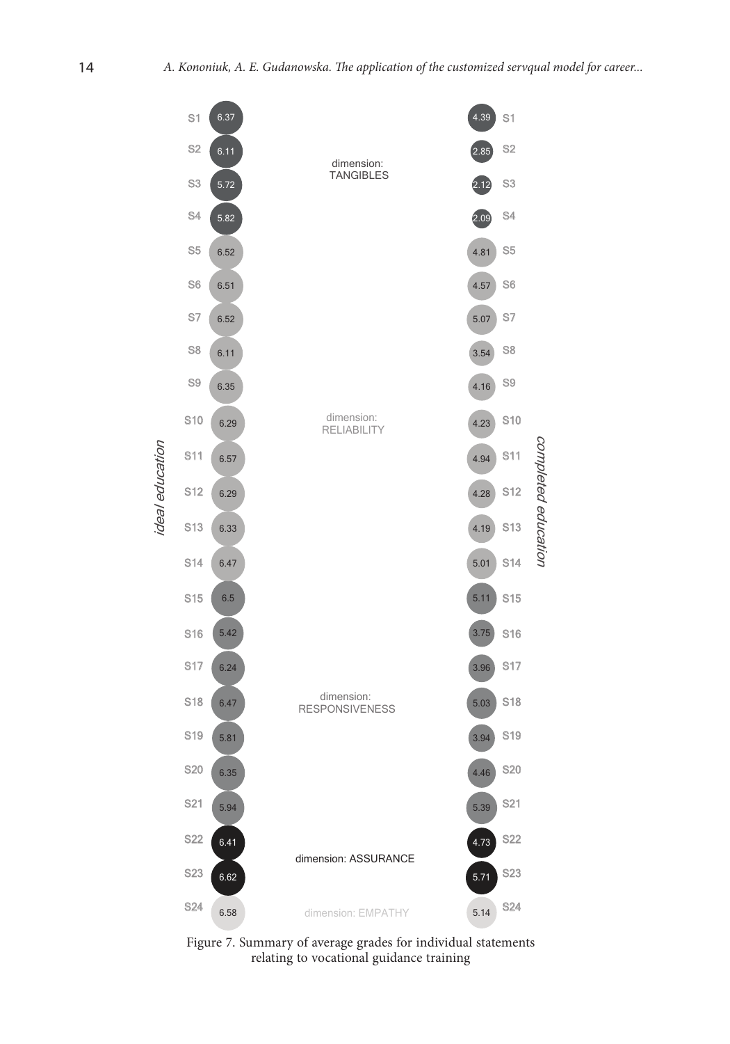ideal education

S1 6.37
S2 6.11
S3 5.72
S4 5.82
S5 6.52
S6 6.51
S7 6.52
S8 6.11
S9 6.35
S10 6.29
S11 6.57
S12 6.29
S13 6.33
S14 6.47
S15 6.5
S16 5.42
S17 6.24
S18 6.47
S19 5.81
S20 6.35
S21 5.94
S22 6.41
S23 6.62
S24 6.58

dimension: TANGIBLES

dimension: RELIABILITY

dimension: RESPONSIVENESS

dimension: ASSURANCE

dimension: EMPATHY

completed education

4.39 S1
2.85 S2
2.12 S3
2.09 S4
4.81 S5
4.57 S6
5.07 S7
3.54 S8
4.16 S9
4.23 S10
4.94 S11
4.28 S12
4.19 S13
5.01 S14
5.11 S15
3.75 S16
3.96 S17
5.03 S18
3.94 S19
4.46 S20
5.39 S21
4.73 S22
5.71 S23
5.14 S24

Figure 7. Summary of average grades for individual statements relating to vocational guidance training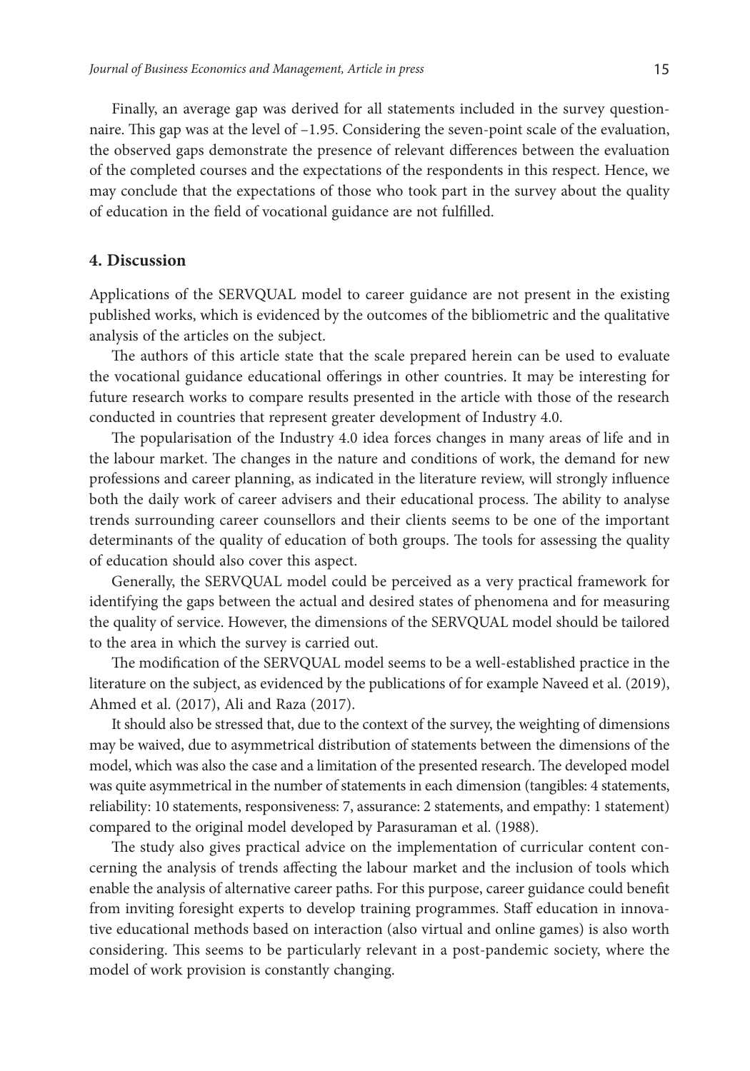Finally, an average gap was derived for all statements included in the survey questionnaire. This gap was at the level of –1.95. Considering the seven-point scale of the evaluation, the observed gaps demonstrate the presence of relevant differences between the evaluation of the completed courses and the expectations of the respondents in this respect. Hence, we may conclude that the expectations of those who took part in the survey about the quality of education in the field of vocational guidance are not fulfilled.

## 4. Discussion

Applications of the SERVQUAL model to career guidance are not present in the existing published works, which is evidenced by the outcomes of the bibliometric and the qualitative analysis of the articles on the subject.

The authors of this article state that the scale prepared herein can be used to evaluate the vocational guidance educational offerings in other countries. It may be interesting for future research works to compare results presented in the article with those of the research conducted in countries that represent greater development of Industry 4.0.

The popularisation of the Industry 4.0 idea forces changes in many areas of life and in the labour market. The changes in the nature and conditions of work, the demand for new professions and career planning, as indicated in the literature review, will strongly influence both the daily work of career advisers and their educational process. The ability to analyse trends surrounding career counsellors and their clients seems to be one of the important determinants of the quality of education of both groups. The tools for assessing the quality of education should also cover this aspect.

Generally, the SERVQUAL model could be perceived as a very practical framework for identifying the gaps between the actual and desired states of phenomena and for measuring the quality of service. However, the dimensions of the SERVQUAL model should be tailored to the area in which the survey is carried out.

The modification of the SERVQUAL model seems to be a well-established practice in the literature on the subject, as evidenced by the publications of for example Naveed et al. (2019), Ahmed et al. (2017), Ali and Raza (2017).

It should also be stressed that, due to the context of the survey, the weighting of dimensions may be waived, due to asymmetrical distribution of statements between the dimensions of the model, which was also the case and a limitation of the presented research. The developed model was quite asymmetrical in the number of statements in each dimension (tangibles: 4 statements, reliability: 10 statements, responsiveness: 7, assurance: 2 statements, and empathy: 1 statement) compared to the original model developed by Parasuraman et al. (1988).

The study also gives practical advice on the implementation of curricular content concerning the analysis of trends affecting the labour market and the inclusion of tools which enable the analysis of alternative career paths. For this purpose, career guidance could benefit from inviting foresight experts to develop training programmes. Staff education in innovative educational methods based on interaction (also virtual and online games) is also worth considering. This seems to be particularly relevant in a post-pandemic society, where the model of work provision is constantly changing.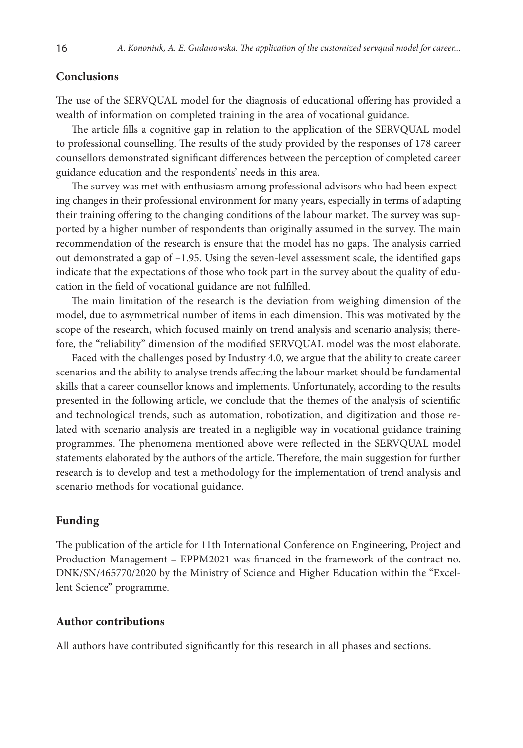## Conclusions

The use of the SERVQUAL model for the diagnosis of educational offering has provided a wealth of information on completed training in the area of vocational guidance.

The article fills a cognitive gap in relation to the application of the SERVQUAL model to professional counselling. The results of the study provided by the responses of 178 career counsellors demonstrated significant differences between the perception of completed career guidance education and the respondents' needs in this area.

The survey was met with enthusiasm among professional advisors who had been expecting changes in their professional environment for many years, especially in terms of adapting their training offering to the changing conditions of the labour market. The survey was supported by a higher number of respondents than originally assumed in the survey. The main recommendation of the research is ensure that the model has no gaps. The analysis carried out demonstrated a gap of –1.95. Using the seven-level assessment scale, the identified gaps indicate that the expectations of those who took part in the survey about the quality of education in the field of vocational guidance are not fulfilled.

The main limitation of the research is the deviation from weighing dimension of the model, due to asymmetrical number of items in each dimension. This was motivated by the scope of the research, which focused mainly on trend analysis and scenario analysis; therefore, the "reliability" dimension of the modified SERVQUAL model was the most elaborate.

Faced with the challenges posed by Industry 4.0, we argue that the ability to create career scenarios and the ability to analyse trends affecting the labour market should be fundamental skills that a career counsellor knows and implements. Unfortunately, according to the results presented in the following article, we conclude that the themes of the analysis of scientific and technological trends, such as automation, robotization, and digitization and those related with scenario analysis are treated in a negligible way in vocational guidance training programmes. The phenomena mentioned above were reflected in the SERVQUAL model statements elaborated by the authors of the article. Therefore, the main suggestion for further research is to develop and test a methodology for the implementation of trend analysis and scenario methods for vocational guidance.

## Funding

The publication of the article for 11th International Conference on Engineering, Project and Production Management – EPPM2021 was financed in the framework of the contract no. DNK/SN/465770/2020 by the Ministry of Science and Higher Education within the "Excellent Science" programme.

## Author contributions

All authors have contributed significantly for this research in all phases and sections.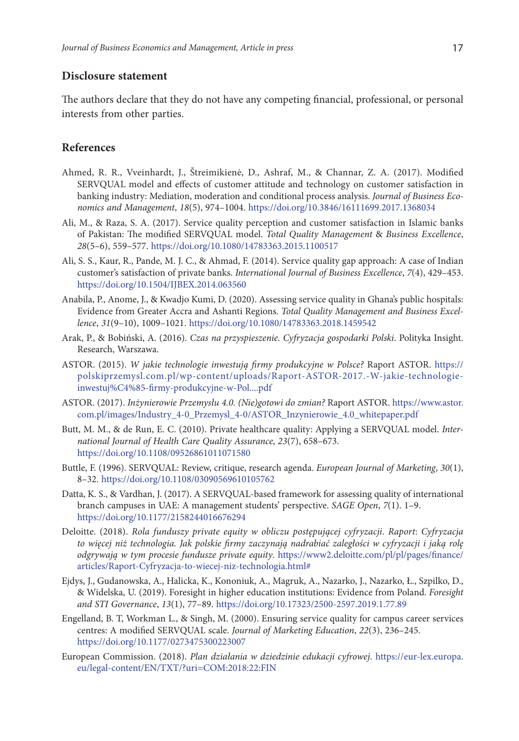## Disclosure statement

The authors declare that they do not have any competing financial, professional, or personal interests from other parties.

## References

Ahmed, R. R., Vveinhardt, J., Štreimikienė, D., Ashraf, M., & Channar, Z. A. (2017). Modified SERVQUAL model and effects of customer attitude and technology on customer satisfaction in banking industry: Mediation, moderation and conditional process analysis. *Journal of Business Economics and Management*, *18*(5), 974–1004. https://doi.org/10.3846/16111699.2017.1368034

Ali, M., & Raza, S. A. (2017). Service quality perception and customer satisfaction in Islamic banks of Pakistan: The modified SERVQUAL model. *Total Quality Management* & *Business Excellence*, *28*(5–6), 559–577. https://doi.org/10.1080/14783363.2015.1100517

Ali, S. S., Kaur, R., Pande, M. J. C., & Ahmad, F. (2014). Service quality gap approach: A case of Indian customer's satisfaction of private banks. *International Journal of Business Excellence*, *7*(4), 429–453. https://doi.org/10.1504/IJBEX.2014.063560

Anabila, P., Anome, J., & Kwadjo Kumi, D. (2020). Assessing service quality in Ghana's public hospitals: Evidence from Greater Accra and Ashanti Regions. *Total Quality Management and Business Excellence*, *31*(9–10), 1009–1021. https://doi.org/10.1080/14783363.2018.1459542

Arak, P., & Bobiński, A. (2016). *Czas na przyspieszenie. Cyfryzacja gospodarki Polski*. Polityka Insight. Research, Warszawa.

ASTOR. (2015). *W jakie technologie inwestują firmy produkcyjne w Polsce?* Raport ASTOR. https://polskiprzemysl.com.pl/wp-content/uploads/Raport-ASTOR-2017.-W-jakie-technologie-inwestuj%C4%85-firmy-produkcyjne-w-Pol....pdf

ASTOR. (2017). *Inżynierowie Przemysłu 4.0. (Nie)gotowi do zmian?* Raport ASTOR. https://www.astor.com.pl/images/Industry_4-0_Przemysl_4-0/ASTOR_Inzynierowie_4.0_whitepaper.pdf

Butt, M. M., & de Run, E. C. (2010). Private healthcare quality: Applying a SERVQUAL model. *International Journal of Health Care Quality Assurance*, *23*(7), 658–673. https://doi.org/10.1108/09526861011071580

Buttle, F. (1996). SERVQUAL: Review, critique, research agenda. *European Journal of Marketing*, *30*(1), 8–32. https://doi.org/10.1108/03090569610105762

Datta, K. S., & Vardhan, J. (2017). A SERVQUAL-based framework for assessing quality of international branch campuses in UAE: A management students' perspective. *SAGE Open*, *7*(1). 1–9. https://doi.org/10.1177/2158244016676294

Deloitte. (2018). *Rola funduszy private equity w obliczu postępującej cyfryzacji. Raport*: *Cyfryzacja to więcej niż technologia. Jak polskie firmy zaczynają nadrabiać zaległości w cyfryzacji i jaką rolę odgrywają w tym procesie fundusze private equity*. https://www2.deloitte.com/pl/pl/pages/finance/articles/Raport-Cyfryzacja-to-wiecej-niz-technologia.html#

Ejdys, J., Gudanowska, A., Halicka, K., Kononiuk, A., Magruk, A., Nazarko, J., Nazarko, Ł., Szpilko, D., & Widelska, U. (2019). Foresight in higher education institutions: Evidence from Poland. *Foresight and STI Governance*, *13*(1), 77–89. https://doi.org/10.17323/2500-2597.2019.1.77.89

Engelland, B. T, Workman L., & Singh, M. (2000). Ensuring service quality for campus career services centres: A modified SERVQUAL scale. *Journal of Marketing Education*, *22*(3), 236–245. https://doi.org/10.1177/0273475300223007

European Commission. (2018). *Plan działania w dziedzinie edukacji cyfrowej*. https://eur-lex.europa.eu/legal-content/EN/TXT/?uri=COM:2018:22:FIN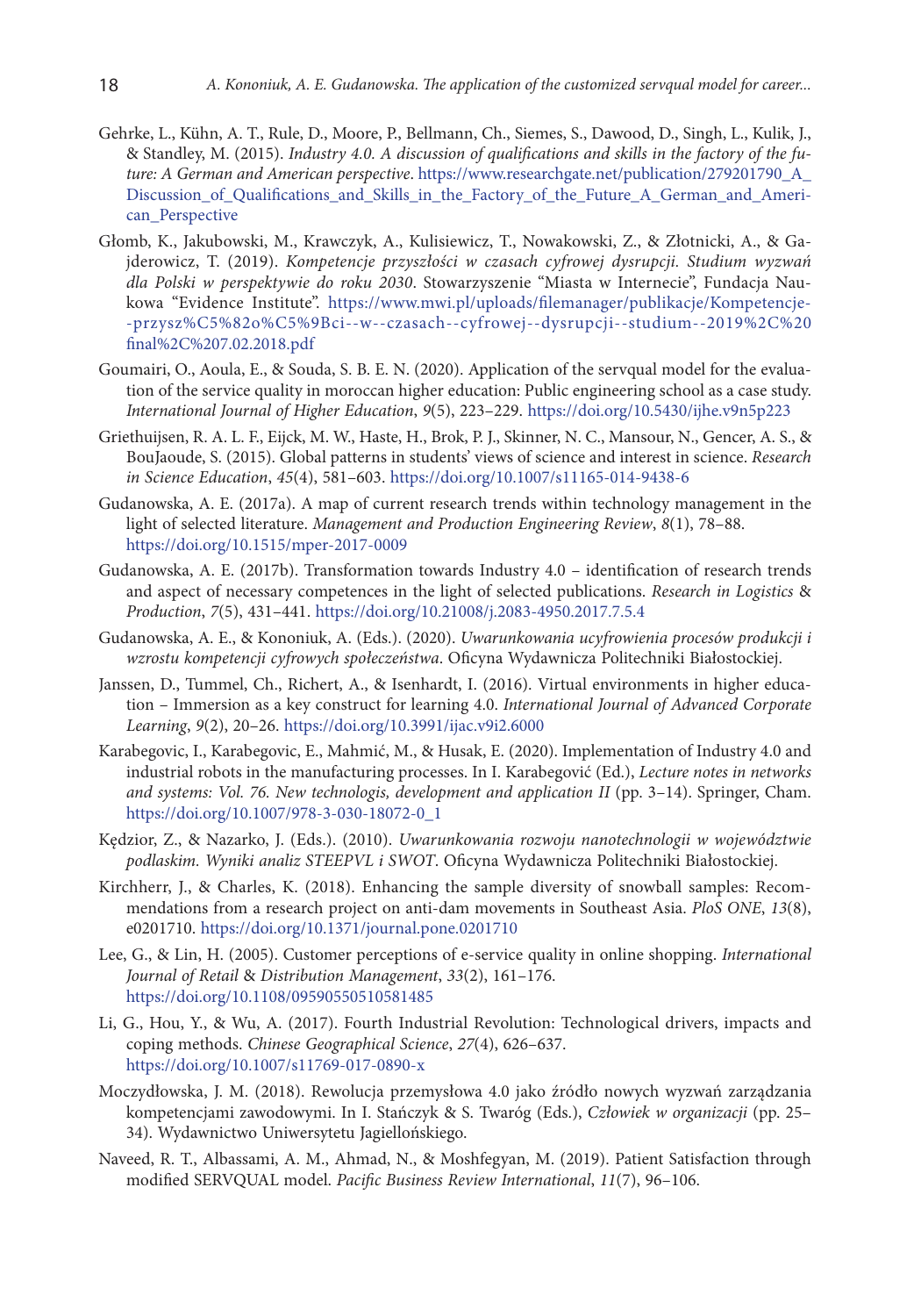Gehrke, L., Kühn, A. T., Rule, D., Moore, P., Bellmann, Ch., Siemes, S., Dawood, D., Singh, L., Kulik, J., & Standley, M. (2015). *Industry 4.0. A discussion of qualifications and skills in the factory of the future: A German and American perspective*. https://www.researchgate.net/publication/279201790_A_Discussion_of_Qualifications_and_Skills_in_the_Factory_of_the_Future_A_German_and_American_Perspective

Głomb, K., Jakubowski, M., Krawczyk, A., Kulisiewicz, T., Nowakowski, Z., & Złotnicki, A., & Gajderowicz, T. (2019). *Kompetencje przyszłości w czasach cyfrowej dysrupcji. Studium wyzwań dla Polski w perspektywie do roku 2030*. Stowarzyszenie "Miasta w Internecie", Fundacja Naukowa "Evidence Institute". https://www.mwi.pl/uploads/filemanager/publikacje/Kompetencje--przysz%C5%82o%C5%9Bci--w--czasach--cyfrowej--dysrupcji--studium--2019%2C%20final%2C%207.02.2018.pdf

Goumairi, O., Aoula, E., & Souda, S. B. E. N. (2020). Application of the servqual model for the evaluation of the service quality in moroccan higher education: Public engineering school as a case study. *International Journal of Higher Education*, *9*(5), 223–229. https://doi.org/10.5430/ijhe.v9n5p223

Griethuijsen, R. A. L. F., Eijck, M. W., Haste, H., Brok, P. J., Skinner, N. C., Mansour, N., Gencer, A. S., & BouJaoude, S. (2015). Global patterns in students' views of science and interest in science. *Research in Science Education*, *45*(4), 581–603. https://doi.org/10.1007/s11165-014-9438-6

Gudanowska, A. E. (2017a). A map of current research trends within technology management in the light of selected literature. *Management and Production Engineering Review*, *8*(1), 78–88. https://doi.org/10.1515/mper-2017-0009

Gudanowska, A. E. (2017b). Transformation towards Industry 4.0 – identification of research trends and aspect of necessary competences in the light of selected publications. *Research in Logistics & Production*, *7*(5), 431–441. https://doi.org/10.21008/j.2083-4950.2017.7.5.4

Gudanowska, A. E., & Kononiuk, A. (Eds.). (2020). *Uwarunkowania ucyfrowienia procesów produkcji i wzrostu kompetencji cyfrowych społeczeństwa*. Oficyna Wydawnicza Politechniki Białostockiej.

Janssen, D., Tummel, Ch., Richert, A., & Isenhardt, I. (2016). Virtual environments in higher education – Immersion as a key construct for learning 4.0. *International Journal of Advanced Corporate Learning*, *9*(2), 20–26. https://doi.org/10.3991/ijac.v9i2.6000

Karabegovic, I., Karabegovic, E., Mahmić, M., & Husak, E. (2020). Implementation of Industry 4.0 and industrial robots in the manufacturing processes. In I. Karabegović (Ed.), *Lecture notes in networks and systems: Vol. 76. New technologis, development and application II* (pp. 3–14). Springer, Cham. https://doi.org/10.1007/978-3-030-18072-0_1

Kędzior, Z., & Nazarko, J. (Eds.). (2010). *Uwarunkowania rozwoju nanotechnologii w województwie podlaskim. Wyniki analiz STEEPVL i SWOT*. Oficyna Wydawnicza Politechniki Białostockiej.

Kirchherr, J., & Charles, K. (2018). Enhancing the sample diversity of snowball samples: Recommendations from a research project on anti-dam movements in Southeast Asia. *PloS ONE*, *13*(8), e0201710. https://doi.org/10.1371/journal.pone.0201710

Lee, G., & Lin, H. (2005). Customer perceptions of e-service quality in online shopping. *International Journal of Retail & Distribution Management*, *33*(2), 161–176. https://doi.org/10.1108/09590550510581485

Li, G., Hou, Y., & Wu, A. (2017). Fourth Industrial Revolution: Technological drivers, impacts and coping methods. *Chinese Geographical Science*, *27*(4), 626–637. https://doi.org/10.1007/s11769-017-0890-x

Moczydłowska, J. M. (2018). Rewolucja przemysłowa 4.0 jako źródło nowych wyzwań zarządzania kompetencjami zawodowymi. In I. Stańczyk & S. Twaróg (Eds.), *Człowiek w organizacji* (pp. 25–34). Wydawnictwo Uniwersytetu Jagiellońskiego.

Naveed, R. T., Albassami, A. M., Ahmad, N., & Moshfegyan, M. (2019). Patient Satisfaction through modified SERVQUAL model. *Pacific Business Review International*, *11*(7), 96–106.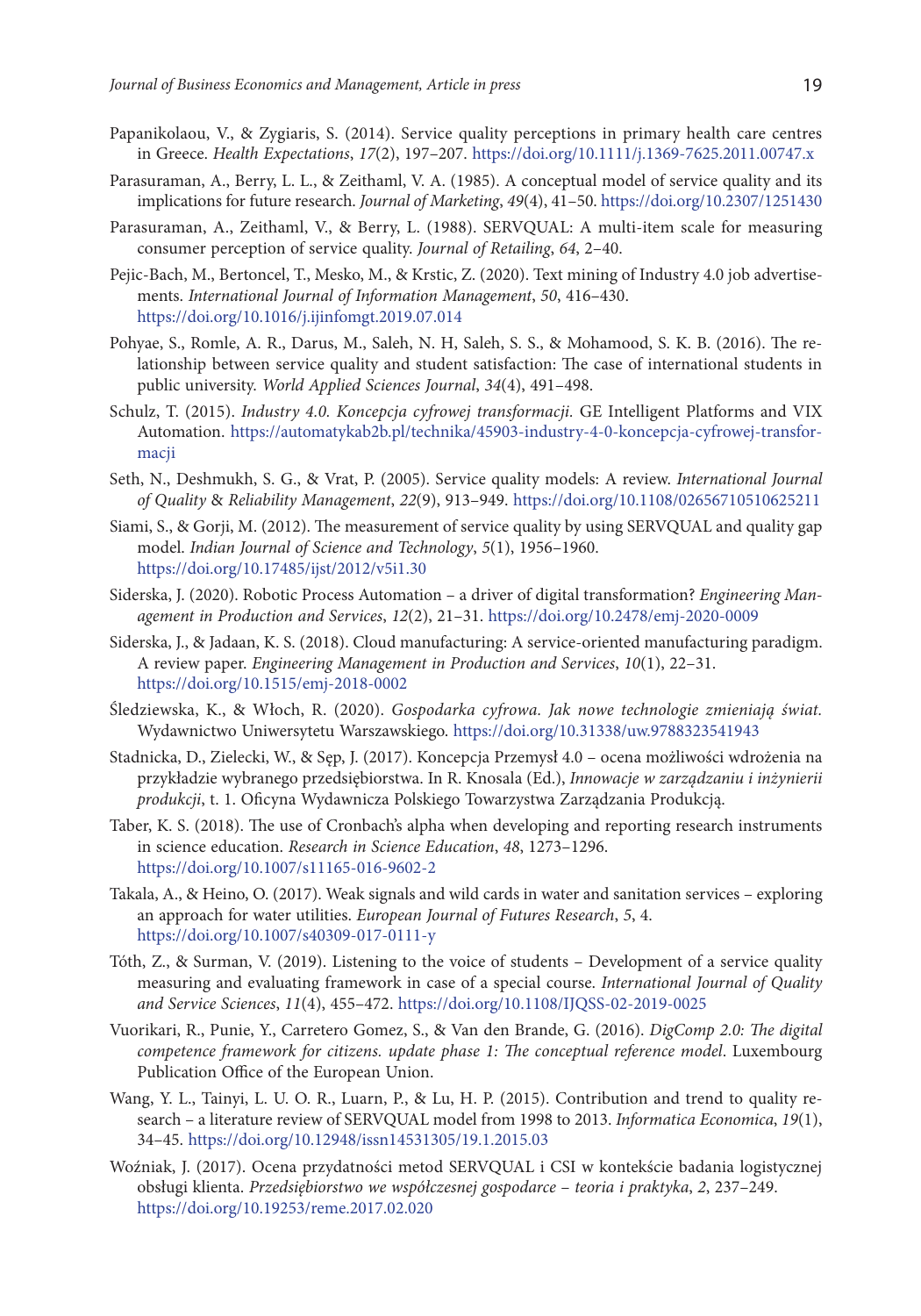Papanikolaou, V., & Zygiaris, S. (2014). Service quality perceptions in primary health care centres in Greece. *Health Expectations*, *17*(2), 197–207. https://doi.org/10.1111/j.1369-7625.2011.00747.x

Parasuraman, A., Berry, L. L., & Zeithaml, V. A. (1985). A conceptual model of service quality and its implications for future research. *Journal of Marketing*, *49*(4), 41–50. https://doi.org/10.2307/1251430

Parasuraman, A., Zeithaml, V., & Berry, L. (1988). SERVQUAL: A multi-item scale for measuring consumer perception of service quality. *Journal of Retailing*, *64*, 2–40.

Pejic-Bach, M., Bertoncel, T., Mesko, M., & Krstic, Z. (2020). Text mining of Industry 4.0 job advertisements. *International Journal of Information Management*, *50*, 416–430. https://doi.org/10.1016/j.ijinfomgt.2019.07.014

Pohyae, S., Romle, A. R., Darus, M., Saleh, N. H, Saleh, S. S., & Mohamood, S. K. B. (2016). The relationship between service quality and student satisfaction: The case of international students in public university. *World Applied Sciences Journal*, *34*(4), 491–498.

Schulz, T. (2015). *Industry 4.0. Koncepcja cyfrowej transformacji.* GE Intelligent Platforms and VIX Automation. https://automatykab2b.pl/technika/45903-industry-4-0-koncepcja-cyfrowej-transformacji

Seth, N., Deshmukh, S. G., & Vrat, P. (2005). Service quality models: A review. *International Journal of Quality & Reliability Management*, *22*(9), 913–949. https://doi.org/10.1108/02656710510625211

Siami, S., & Gorji, M. (2012). The measurement of service quality by using SERVQUAL and quality gap model. *Indian Journal of Science and Technology*, *5*(1), 1956–1960. https://doi.org/10.17485/ijst/2012/v5i1.30

Siderska, J. (2020). Robotic Process Automation – a driver of digital transformation? *Engineering Management in Production and Services*, *12*(2), 21–31. https://doi.org/10.2478/emj-2020-0009

Siderska, J., & Jadaan, K. S. (2018). Cloud manufacturing: A service-oriented manufacturing paradigm. A review paper. *Engineering Management in Production and Services*, *10*(1), 22–31. https://doi.org/10.1515/emj-2018-0002

Śledziewska, K., & Włoch, R. (2020). *Gospodarka cyfrowa. Jak nowe technologie zmieniają świat.* Wydawnictwo Uniwersytetu Warszawskiego. https://doi.org/10.31338/uw.9788323541943

Stadnicka, D., Zielecki, W., & Sęp, J. (2017). Koncepcja Przemysł 4.0 – ocena możliwości wdrożenia na przykładzie wybranego przedsiębiorstwa. In R. Knosala (Ed.), *Innowacje w zarządzaniu i inżynierii produkcji*, t. 1. Oficyna Wydawnicza Polskiego Towarzystwa Zarządzania Produkcją.

Taber, K. S. (2018). The use of Cronbach's alpha when developing and reporting research instruments in science education. *Research in Science Education*, *48*, 1273–1296. https://doi.org/10.1007/s11165-016-9602-2

Takala, A., & Heino, O. (2017). Weak signals and wild cards in water and sanitation services – exploring an approach for water utilities. *European Journal of Futures Research*, *5*, 4. https://doi.org/10.1007/s40309-017-0111-y

Tóth, Z., & Surman, V. (2019). Listening to the voice of students – Development of a service quality measuring and evaluating framework in case of a special course. *International Journal of Quality and Service Sciences*, *11*(4), 455–472. https://doi.org/10.1108/IJQSS-02-2019-0025

Vuorikari, R., Punie, Y., Carretero Gomez, S., & Van den Brande, G. (2016). *DigComp 2.0: The digital competence framework for citizens. update phase 1: The conceptual reference model*. Luxembourg Publication Office of the European Union.

Wang, Y. L., Tainyi, L. U. O. R., Luarn, P., & Lu, H. P. (2015). Contribution and trend to quality research – a literature review of SERVQUAL model from 1998 to 2013. *Informatica Economica*, *19*(1), 34–45. https://doi.org/10.12948/issn14531305/19.1.2015.03

Woźniak, J. (2017). Ocena przydatności metod SERVQUAL i CSI w kontekście badania logistycznej obsługi klienta. *Przedsiębiorstwo we współczesnej gospodarce – teoria i praktyka*, *2*, 237–249. https://doi.org/10.19253/reme.2017.02.020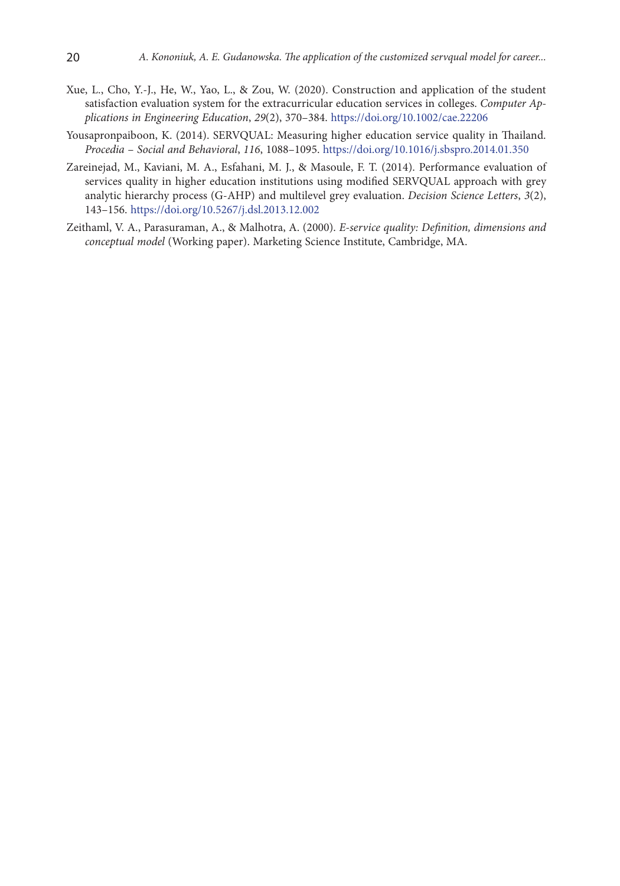Xue, L., Cho, Y.-J., He, W., Yao, L., & Zou, W. (2020). Construction and application of the student satisfaction evaluation system for the extracurricular education services in colleges. *Computer Applications in Engineering Education*, *29*(2), 370–384. https://doi.org/10.1002/cae.22206

Yousapronpaiboon, K. (2014). SERVQUAL: Measuring higher education service quality in Thailand. *Procedia – Social and Behavioral*, *116*, 1088–1095. https://doi.org/10.1016/j.sbspro.2014.01.350

Zareinejad, M., Kaviani, M. A., Esfahani, M. J., & Masoule, F. T. (2014). Performance evaluation of services quality in higher education institutions using modified SERVQUAL approach with grey analytic hierarchy process (G-AHP) and multilevel grey evaluation. *Decision Science Letters*, *3*(2), 143–156. https://doi.org/10.5267/j.dsl.2013.12.002

Zeithaml, V. A., Parasuraman, A., & Malhotra, A. (2000). *E-service quality: Definition, dimensions and conceptual model* (Working paper). Marketing Science Institute, Cambridge, MA.